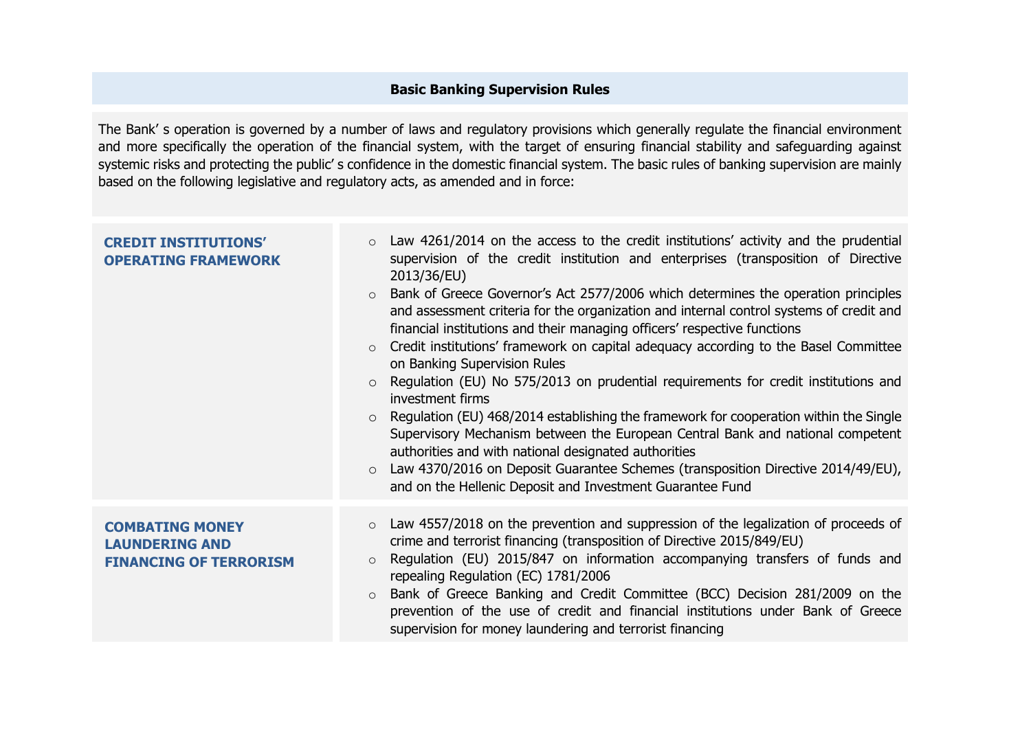## Basic Banking Supervision Rules

The Bank' s operation is governed by a number of laws and regulatory provisions which generally regulate the financial environment and more specifically the operation of the financial system, with the target of ensuring financial stability and safeguarding against systemic risks and protecting the public' s confidence in the domestic financial system. The basic rules of banking supervision are mainly based on the following legislative and regulatory acts, as amended and in force:

| | |
|---|---|
| **CREDIT INSTITUTIONS' OPERATING FRAMEWORK** | ○ Law 4261/2014 on the access to the credit institutions' activity and the prudential supervision of the credit institution and enterprises (transposition of Directive 2013/36/EU)<br>○ Bank of Greece Governor's Act 2577/2006 which determines the operation principles and assessment criteria for the organization and internal control systems of credit and financial institutions and their managing officers' respective functions<br>○ Credit institutions' framework on capital adequacy according to the Basel Committee on Banking Supervision Rules<br>○ Regulation (EU) No 575/2013 on prudential requirements for credit institutions and investment firms<br>○ Regulation (EU) 468/2014 establishing the framework for cooperation within the Single Supervisory Mechanism between the European Central Bank and national competent authorities and with national designated authorities<br>○ Law 4370/2016 on Deposit Guarantee Schemes (transposition Directive 2014/49/EU), and on the Hellenic Deposit and Investment Guarantee Fund |
| **COMBATING MONEY LAUNDERING AND FINANCING OF TERRORISM** | ○ Law 4557/2018 on the prevention and suppression of the legalization of proceeds of crime and terrorist financing (transposition of Directive 2015/849/EU)<br>○ Regulation (EU) 2015/847 on information accompanying transfers of funds and repealing Regulation (EC) 1781/2006<br>○ Bank of Greece Banking and Credit Committee (BCC) Decision 281/2009 on the prevention of the use of credit and financial institutions under Bank of Greece supervision for money laundering and terrorist financing |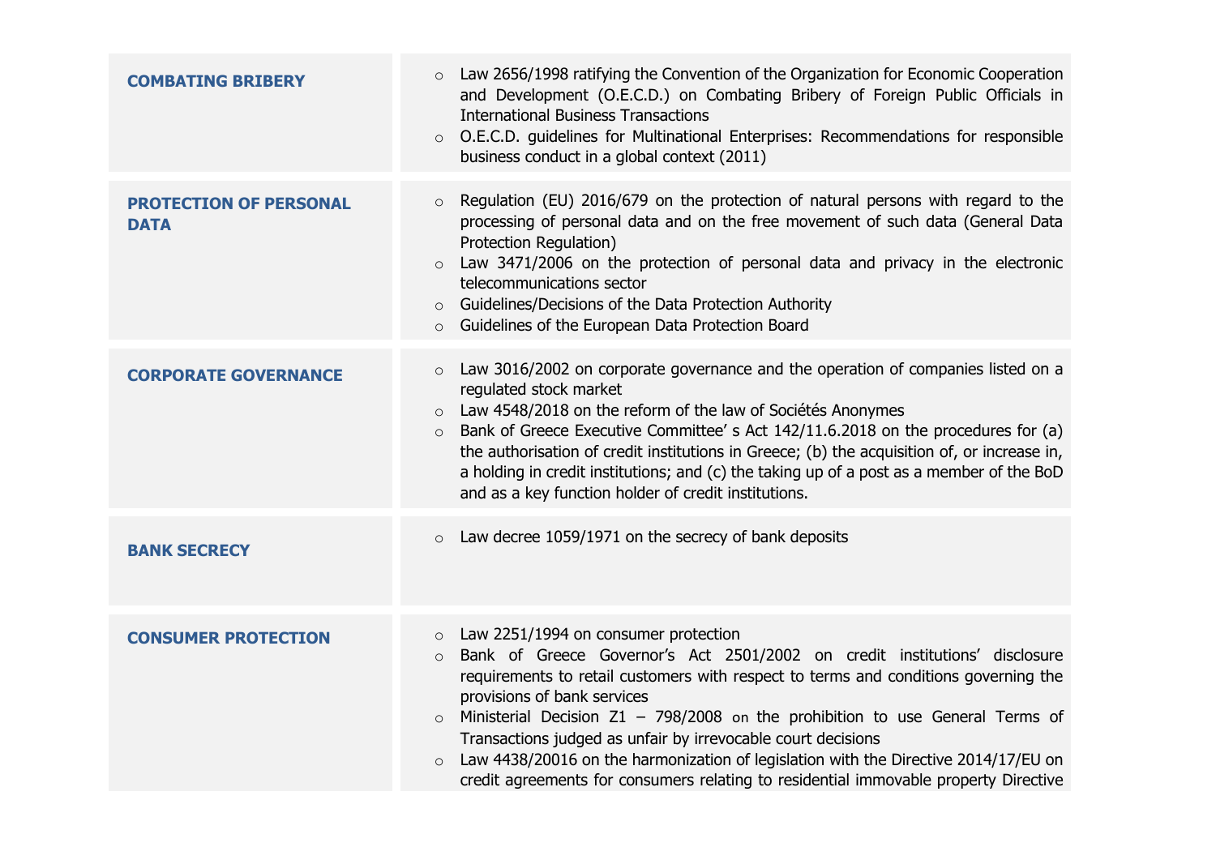| | |
|---|---|
| **COMBATING BRIBERY** | ○ Law 2656/1998 ratifying the Convention of the Organization for Economic Cooperation and Development (O.E.C.D.) on Combating Bribery of Foreign Public Officials in International Business Transactions<br>○ O.E.C.D. guidelines for Multinational Enterprises: Recommendations for responsible business conduct in a global context (2011) |
| **PROTECTION OF PERSONAL DATA** | ○ Regulation (EU) 2016/679 on the protection of natural persons with regard to the processing of personal data and on the free movement of such data (General Data Protection Regulation)<br>○ Law 3471/2006 on the protection of personal data and privacy in the electronic telecommunications sector<br>○ Guidelines/Decisions of the Data Protection Authority<br>○ Guidelines of the European Data Protection Board |
| **CORPORATE GOVERNANCE** | ○ Law 3016/2002 on corporate governance and the operation of companies listed on a regulated stock market<br>○ Law 4548/2018 on the reform of the law of Sociétés Anonymes<br>○ Bank of Greece Executive Committee' s Act 142/11.6.2018 on the procedures for (a) the authorisation of credit institutions in Greece; (b) the acquisition of, or increase in, a holding in credit institutions; and (c) the taking up of a post as a member of the BoD and as a key function holder of credit institutions. |
| **BANK SECRECY** | ○ Law decree 1059/1971 on the secrecy of bank deposits |
| **CONSUMER PROTECTION** | ○ Law 2251/1994 on consumer protection<br>○ Bank of Greece Governor's Act 2501/2002 on credit institutions' disclosure requirements to retail customers with respect to terms and conditions governing the provisions of bank services<br>○ Ministerial Decision Z1 – 798/2008 on the prohibition to use General Terms of Transactions judged as unfair by irrevocable court decisions<br>○ Law 4438/20016 on the harmonization of legislation with the Directive 2014/17/EU on credit agreements for consumers relating to residential immovable property Directive |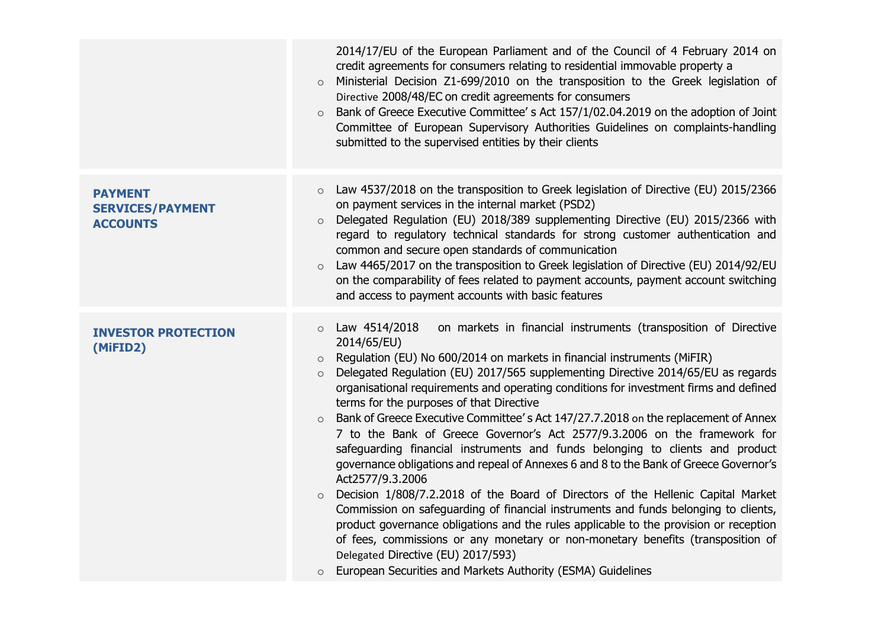| | |
|---|---|
| | 2014/17/EU of the European Parliament and of the Council of 4 February 2014 on credit agreements for consumers relating to residential immovable property a<br>○ Ministerial Decision Z1-699/2010 on the transposition to the Greek legislation of Directive 2008/48/EC on credit agreements for consumers<br>○ Bank of Greece Executive Committee' s Act 157/1/02.04.2019 on the adoption of Joint Committee of European Supervisory Authorities Guidelines on complaints-handling submitted to the supervised entities by their clients |
| **PAYMENT SERVICES/PAYMENT ACCOUNTS** | ○ Law 4537/2018 on the transposition to Greek legislation of Directive (EU) 2015/2366 on payment services in the internal market (PSD2)<br>○ Delegated Regulation (EU) 2018/389 supplementing Directive (EU) 2015/2366 with regard to regulatory technical standards for strong customer authentication and common and secure open standards of communication<br>○ Law 4465/2017 on the transposition to Greek legislation of Directive (EU) 2014/92/EU on the comparability of fees related to payment accounts, payment account switching and access to payment accounts with basic features |
| **INVESTOR PROTECTION (MiFID2)** | ○ Law 4514/2018 on markets in financial instruments (transposition of Directive 2014/65/EU)<br>○ Regulation (EU) No 600/2014 on markets in financial instruments (MiFIR)<br>○ Delegated Regulation (EU) 2017/565 supplementing Directive 2014/65/EU as regards organisational requirements and operating conditions for investment firms and defined terms for the purposes of that Directive<br>○ Bank of Greece Executive Committee' s Act 147/27.7.2018 on the replacement of Annex 7 to the Bank of Greece Governor's Act 2577/9.3.2006 on the framework for safeguarding financial instruments and funds belonging to clients and product governance obligations and repeal of Annexes 6 and 8 to the Bank of Greece Governor's Act2577/9.3.2006<br>○ Decision 1/808/7.2.2018 of the Board of Directors of the Hellenic Capital Market Commission on safeguarding of financial instruments and funds belonging to clients, product governance obligations and the rules applicable to the provision or reception of fees, commissions or any monetary or non-monetary benefits (transposition of Delegated Directive (EU) 2017/593)<br>○ European Securities and Markets Authority (ESMA) Guidelines |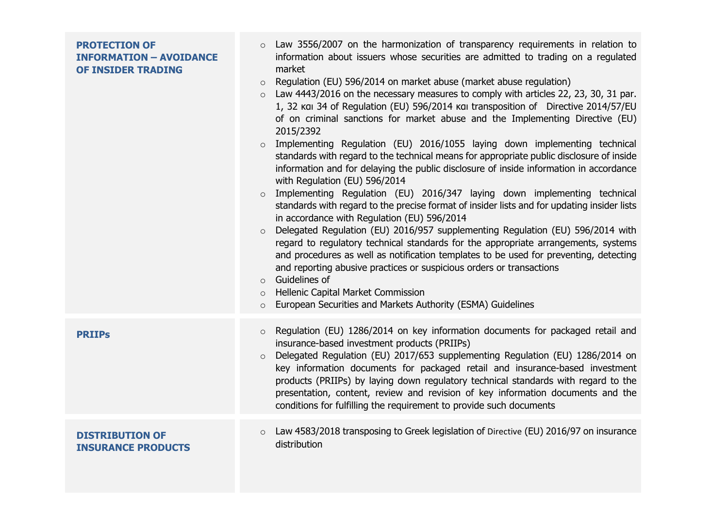| | |
|---|---|
| **PROTECTION OF INFORMATION – AVOIDANCE OF INSIDER TRADING** | ○ Law 3556/2007 on the harmonization of transparency requirements in relation to information about issuers whose securities are admitted to trading on a regulated market<br>○ Regulation (EU) 596/2014 on market abuse (market abuse regulation)<br>○ Law 4443/2016 on the necessary measures to comply with articles 22, 23, 30, 31 par. 1, 32 και 34 of Regulation (EU) 596/2014 και transposition of Directive 2014/57/EU of on criminal sanctions for market abuse and the Implementing Directive (EU) 2015/2392<br>○ Implementing Regulation (EU) 2016/1055 laying down implementing technical standards with regard to the technical means for appropriate public disclosure of inside information and for delaying the public disclosure of inside information in accordance with Regulation (EU) 596/2014<br>○ Implementing Regulation (EU) 2016/347 laying down implementing technical standards with regard to the precise format of insider lists and for updating insider lists in accordance with Regulation (EU) 596/2014<br>○ Delegated Regulation (EU) 2016/957 supplementing Regulation (EU) 596/2014 with regard to regulatory technical standards for the appropriate arrangements, systems and procedures as well as notification templates to be used for preventing, detecting and reporting abusive practices or suspicious orders or transactions<br>○ Guidelines of<br>○ Hellenic Capital Market Commission<br>○ European Securities and Markets Authority (ESMA) Guidelines |
| **PRIIPs** | ○ Regulation (EU) 1286/2014 on key information documents for packaged retail and insurance-based investment products (PRIIPs)<br>○ Delegated Regulation (EU) 2017/653 supplementing Regulation (EU) 1286/2014 on key information documents for packaged retail and insurance-based investment products (PRIIPs) by laying down regulatory technical standards with regard to the presentation, content, review and revision of key information documents and the conditions for fulfilling the requirement to provide such documents |
| **DISTRIBUTION OF INSURANCE PRODUCTS** | ○ Law 4583/2018 transposing to Greek legislation of Directive (EU) 2016/97 on insurance distribution |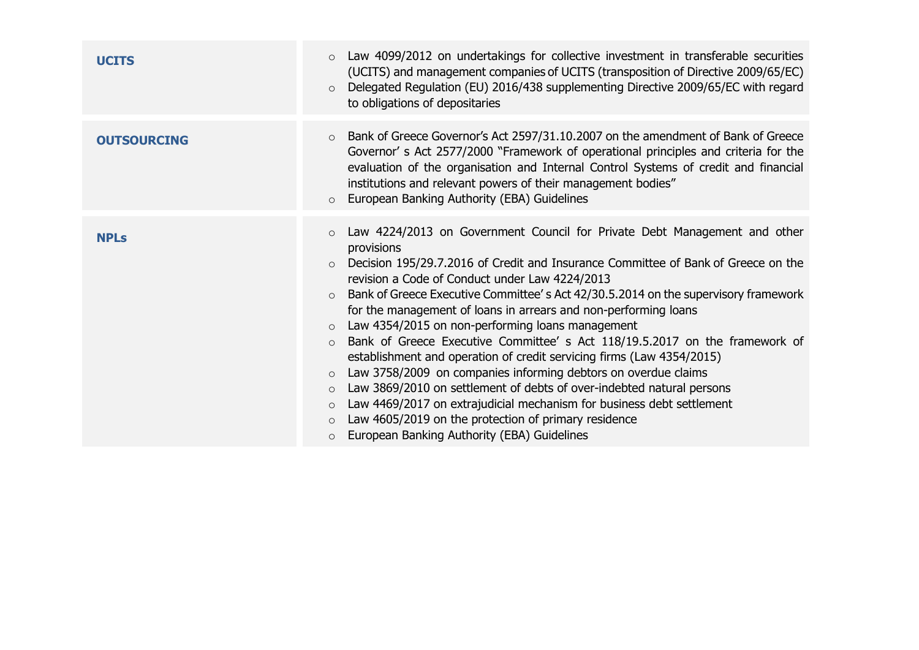| | |
|---|---|
| **UCITS** | ○ Law 4099/2012 on undertakings for collective investment in transferable securities (UCITS) and management companies of UCITS (transposition of Directive 2009/65/EC)<br>○ Delegated Regulation (EU) 2016/438 supplementing Directive 2009/65/EC with regard to obligations of depositaries |
| **OUTSOURCING** | ○ Bank of Greece Governor's Act 2597/31.10.2007 on the amendment of Bank of Greece Governor' s Act 2577/2000 "Framework of operational principles and criteria for the evaluation of the organisation and Internal Control Systems of credit and financial institutions and relevant powers of their management bodies"<br>○ European Banking Authority (EBA) Guidelines |
| **NPLs** | ○ Law 4224/2013 on Government Council for Private Debt Management and other provisions<br>○ Decision 195/29.7.2016 of Credit and Insurance Committee of Bank of Greece on the revision a Code of Conduct under Law 4224/2013<br>○ Bank of Greece Executive Committee' s Act 42/30.5.2014 on the supervisory framework for the management of loans in arrears and non-performing loans<br>○ Law 4354/2015 on non-performing loans management<br>○ Bank of Greece Executive Committee' s Act 118/19.5.2017 on the framework of establishment and operation of credit servicing firms (Law 4354/2015)<br>○ Law 3758/2009 on companies informing debtors on overdue claims<br>○ Law 3869/2010 on settlement of debts of over-indebted natural persons<br>○ Law 4469/2017 on extrajudicial mechanism for business debt settlement<br>○ Law 4605/2019 on the protection of primary residence<br>○ European Banking Authority (EBA) Guidelines |